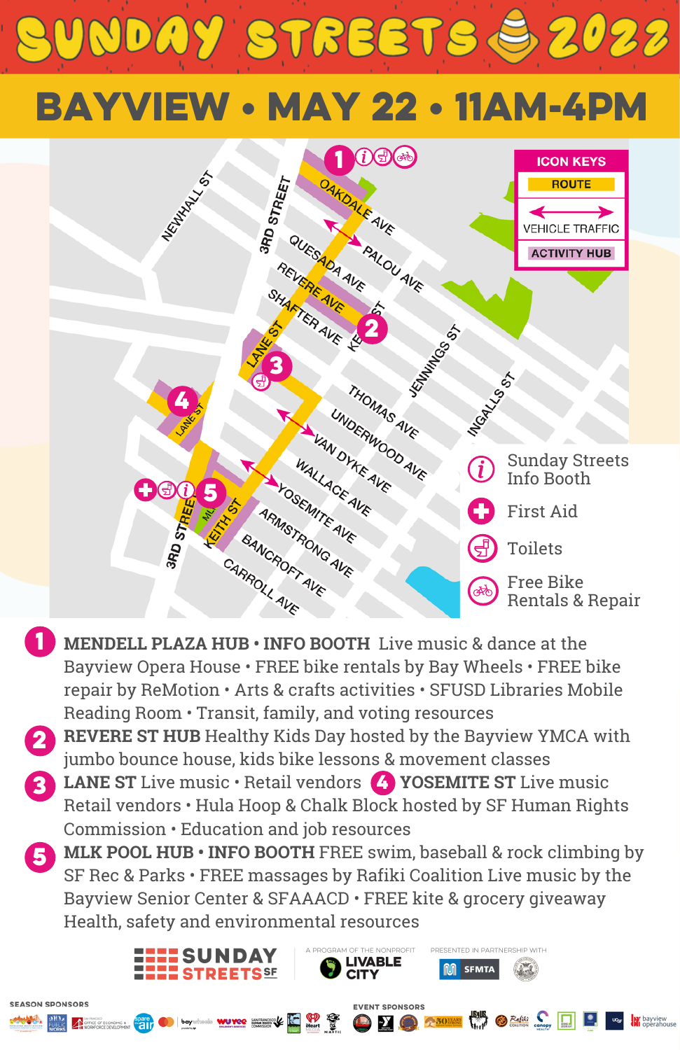# SUNDAY STREETS 2022

## BAYVIEW • MAY 22 • 11AM-4PM

**ICON KEYS**

- ROUTE
- VEHICLE TRAFFIC
- ACTIVITY HUB

- Sunday Streets Info Booth
- First Aid
- Toilets
- Free Bike Rentals & Repair

NEWHALL ST, 3RD STREET, OAKDALE AVE, PALOU AVE, QUESADA AVE, REVERE AVE, SHAFTER AVE, KEITH ST, LANE ST, JENNINGS ST, INGALLS ST, THOMAS AVE, UNDERWOOD AVE, VAN DYKE AVE, WALLACE AVE, YOSEMITE AVE, ARMSTRONG AVE, BANCROFT AVE, CARROLL AVE, MLK

1. **MENDELL PLAZA HUB • INFO BOOTH** Live music & dance at the Bayview Opera House • FREE bike rentals by Bay Wheels • FREE bike repair by ReMotion • Arts & crafts activities • SFUSD Libraries Mobile Reading Room • Transit, family, and voting resources
2. **REVERE ST HUB** Healthy Kids Day hosted by the Bayview YMCA with jumbo bounce house, kids bike lessons & movement classes
3. **LANE ST** Live music • Retail vendors
4. **YOSEMITE ST** Live music Retail vendors • Hula Hoop & Chalk Block hosted by SF Human Rights Commission • Education and job resources
5. **MLK POOL HUB • INFO BOOTH** FREE swim, baseball & rock climbing by SF Rec & Parks • FREE massages by Rafiki Coalition Live music by the Bayview Senior Center & SFAACD • FREE kite & grocery giveaway Health, safety and environmental resources

SUNDAY STREETS SF

A PROGRAM OF THE NONPROFIT LIVABLE CITY

PRESENTED IN PARTNERSHIP WITH SFMTA

SEASON SPONSORS

EVENT SPONSORS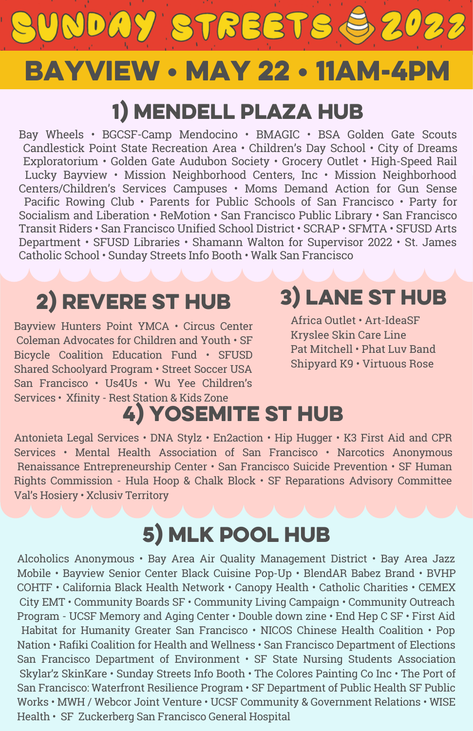# SUNDAY STREETS 2022

## BAYVIEW • MAY 22 • 11AM-4PM

## 1) MENDELL PLAZA HUB

Bay Wheels • BGCSF-Camp Mendocino • BMAGIC • BSA Golden Gate Scouts Candlestick Point State Recreation Area • Children's Day School • City of Dreams Exploratorium • Golden Gate Audubon Society • Grocery Outlet • High-Speed Rail Lucky Bayview • Mission Neighborhood Centers, Inc • Mission Neighborhood Centers/Children's Services Campuses • Moms Demand Action for Gun Sense Pacific Rowing Club • Parents for Public Schools of San Francisco • Party for Socialism and Liberation • ReMotion • San Francisco Public Library • San Francisco Transit Riders • San Francisco Unified School District • SCRAP • SFMTA • SFUSD Arts Department • SFUSD Libraries • Shamann Walton for Supervisor 2022 • St. James Catholic School • Sunday Streets Info Booth • Walk San Francisco

## 2) REVERE ST HUB

Bayview Hunters Point YMCA • Circus Center Coleman Advocates for Children and Youth • SF Bicycle Coalition Education Fund • SFUSD Shared Schoolyard Program • Street Soccer USA San Francisco • Us4Us • Wu Yee Children's Services • Xfinity - Rest Station & Kids Zone

## 3) LANE ST HUB

Africa Outlet • Art-IdeaSF
Kryslee Skin Care Line
Pat Mitchell • Phat Luv Band
Shipyard K9 • Virtuous Rose

## 4) YOSEMITE ST HUB

Antonieta Legal Services • DNA Stylz • En2action • Hip Hugger • K3 First Aid and CPR Services • Mental Health Association of San Francisco • Narcotics Anonymous Renaissance Entrepreneurship Center • San Francisco Suicide Prevention • SF Human Rights Commission - Hula Hoop & Chalk Block • SF Reparations Advisory Committee Val's Hosiery • Xclusiv Territory

## 5) MLK POOL HUB

Alcoholics Anonymous • Bay Area Air Quality Management District • Bay Area Jazz Mobile • Bayview Senior Center Black Cuisine Pop-Up • BlendAR Babez Brand • BVHP COHTF • California Black Health Network • Canopy Health • Catholic Charities • CEMEX City EMT • Community Boards SF • Community Living Campaign • Community Outreach Program - UCSF Memory and Aging Center • Double down zine • End Hep C SF • First Aid Habitat for Humanity Greater San Francisco • NICOS Chinese Health Coalition • Pop Nation • Rafiki Coalition for Health and Wellness • San Francisco Department of Elections San Francisco Department of Environment • SF State Nursing Students Association Skylar'z SkinKare • Sunday Streets Info Booth • The Colores Painting Co Inc • The Port of San Francisco: Waterfront Resilience Program • SF Department of Public Health SF Public Works • MWH / Webcor Joint Venture • UCSF Community & Government Relations • WISE Health • SF Zuckerberg San Francisco General Hospital